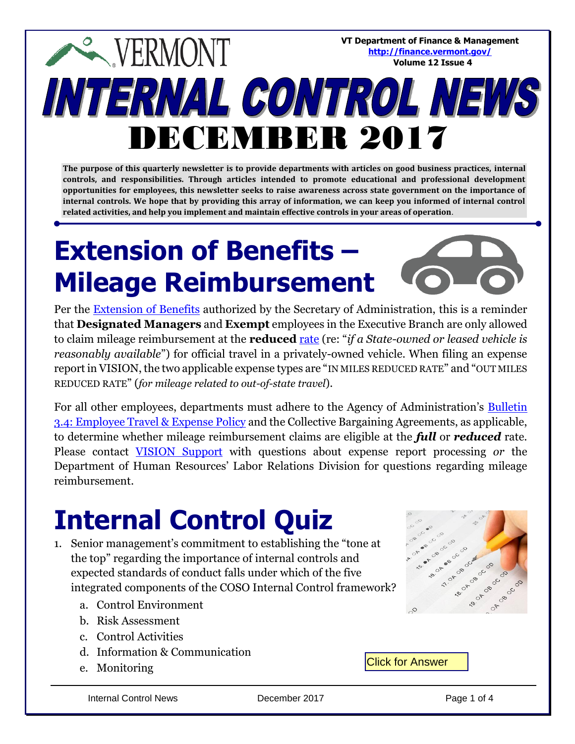VERMONT

VT Department of Finance & Management
http://finance.vermont.gov/
Volume 12 Issue 4

# INTERNAL CONTROL NEWS

# DECEMBER 2017

**The purpose of this quarterly newsletter is to provide departments with articles on good business practices, internal controls, and responsibilities. Through articles intended to promote educational and professional development opportunities for employees, this newsletter seeks to raise awareness across state government on the importance of internal controls. We hope that by providing this array of information, we can keep you informed of internal control related activities, and help you implement and maintain effective controls in your areas of operation**.

## Extension of Benefits – Mileage Reimbursement

Per the Extension of Benefits authorized by the Secretary of Administration, this is a reminder that **Designated Managers** and **Exempt** employees in the Executive Branch are only allowed to claim mileage reimbursement at the **reduced** rate (re: "*if a State-owned or leased vehicle is reasonably available*") for official travel in a privately-owned vehicle. When filing an expense report in VISION, the two applicable expense types are "IN MILES REDUCED RATE" and "OUT MILES REDUCED RATE" (*for mileage related to out-of-state travel*).

For all other employees, departments must adhere to the Agency of Administration's Bulletin 3.4: Employee Travel & Expense Policy and the Collective Bargaining Agreements, as applicable, to determine whether mileage reimbursement claims are eligible at the ***full*** or ***reduced*** rate. Please contact VISION Support with questions about expense report processing *or* the Department of Human Resources' Labor Relations Division for questions regarding mileage reimbursement.

## Internal Control Quiz

1. Senior management's commitment to establishing the "tone at the top" regarding the importance of internal controls and expected standards of conduct falls under which of the five integrated components of the COSO Internal Control framework?
   a. Control Environment
   b. Risk Assessment
   c. Control Activities
   d. Information & Communication
   e. Monitoring

Click for Answer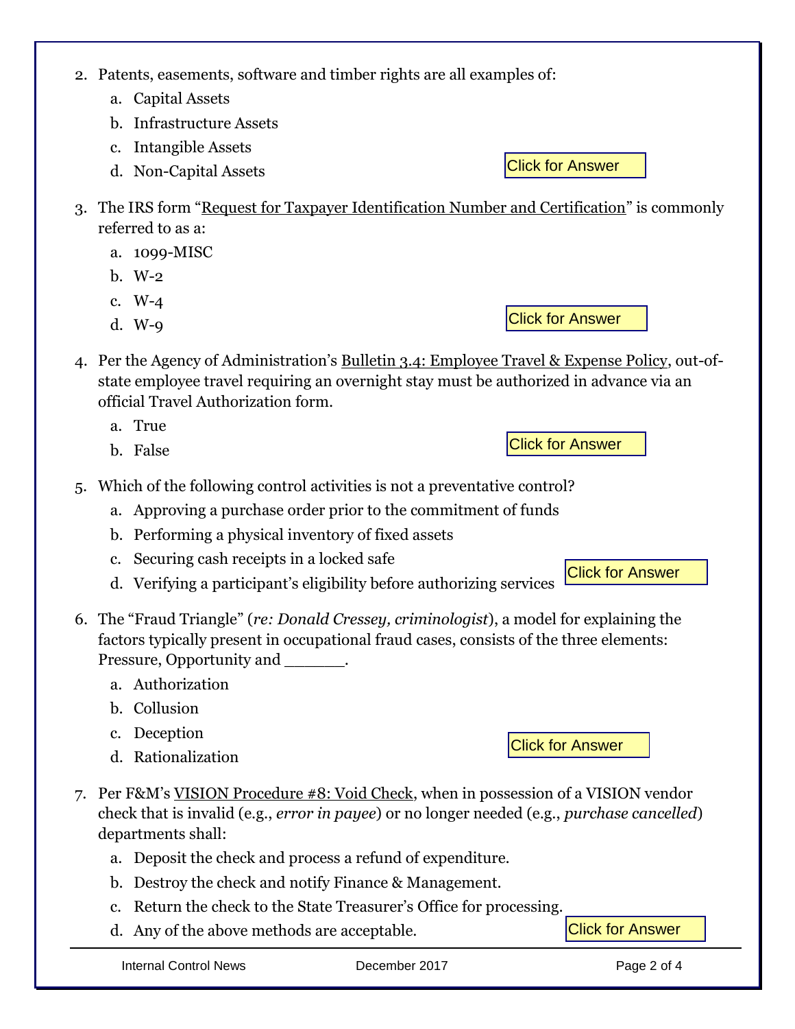2. Patents, easements, software and timber rights are all examples of:
    a. Capital Assets
    b. Infrastructure Assets
    c. Intangible Assets
    d. Non-Capital Assets

Click for Answer

3. The IRS form "Request for Taxpayer Identification Number and Certification" is commonly referred to as a:
    a. 1099-MISC
    b. W-2
    c. W-4
    d. W-9

Click for Answer

4. Per the Agency of Administration's Bulletin 3.4: Employee Travel & Expense Policy, out-of-state employee travel requiring an overnight stay must be authorized in advance via an official Travel Authorization form.
    a. True
    b. False

Click for Answer

5. Which of the following control activities is not a preventative control?
    a. Approving a purchase order prior to the commitment of funds
    b. Performing a physical inventory of fixed assets
    c. Securing cash receipts in a locked safe
    d. Verifying a participant's eligibility before authorizing services

Click for Answer

6. The "Fraud Triangle" (*re: Donald Cressey, criminologist*), a model for explaining the factors typically present in occupational fraud cases, consists of the three elements: Pressure, Opportunity and ______.
    a. Authorization
    b. Collusion
    c. Deception
    d. Rationalization

Click for Answer

7. Per F&M's VISION Procedure #8: Void Check, when in possession of a VISION vendor check that is invalid (e.g., *error in payee*) or no longer needed (e.g., *purchase cancelled*) departments shall:
    a. Deposit the check and process a refund of expenditure.
    b. Destroy the check and notify Finance & Management.
    c. Return the check to the State Treasurer's Office for processing.
    d. Any of the above methods are acceptable.

Click for Answer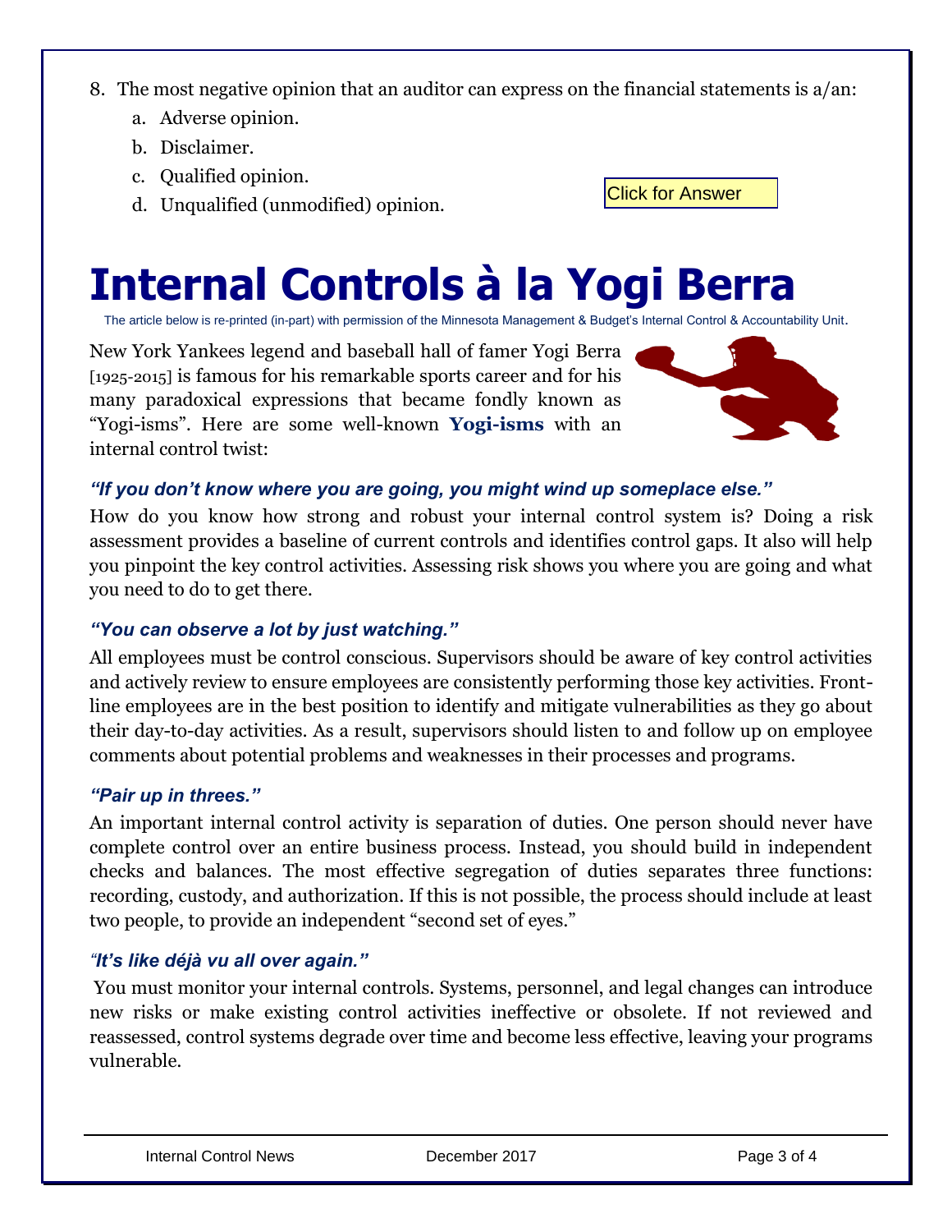8. The most negative opinion that an auditor can express on the financial statements is a/an:
   a. Adverse opinion.
   b. Disclaimer.
   c. Qualified opinion.
   d. Unqualified (unmodified) opinion.

Click for Answer

# Internal Controls à la Yogi Berra

The article below is re-printed (in-part) with permission of the Minnesota Management & Budget's Internal Control & Accountability Unit.

New York Yankees legend and baseball hall of famer Yogi Berra [1925-2015] is famous for his remarkable sports career and for his many paradoxical expressions that became fondly known as "Yogi-isms". Here are some well-known **Yogi-isms** with an internal control twist:

### *"If you don't know where you are going, you might wind up someplace else."*

How do you know how strong and robust your internal control system is? Doing a risk assessment provides a baseline of current controls and identifies control gaps. It also will help you pinpoint the key control activities. Assessing risk shows you where you are going and what you need to do to get there.

### *"You can observe a lot by just watching."*

All employees must be control conscious. Supervisors should be aware of key control activities and actively review to ensure employees are consistently performing those key activities. Front-line employees are in the best position to identify and mitigate vulnerabilities as they go about their day-to-day activities. As a result, supervisors should listen to and follow up on employee comments about potential problems and weaknesses in their processes and programs.

### *"Pair up in threes."*

An important internal control activity is separation of duties. One person should never have complete control over an entire business process. Instead, you should build in independent checks and balances. The most effective segregation of duties separates three functions: recording, custody, and authorization. If this is not possible, the process should include at least two people, to provide an independent "second set of eyes."

### *"It's like déjà vu all over again."*

You must monitor your internal controls. Systems, personnel, and legal changes can introduce new risks or make existing control activities ineffective or obsolete. If not reviewed and reassessed, control systems degrade over time and become less effective, leaving your programs vulnerable.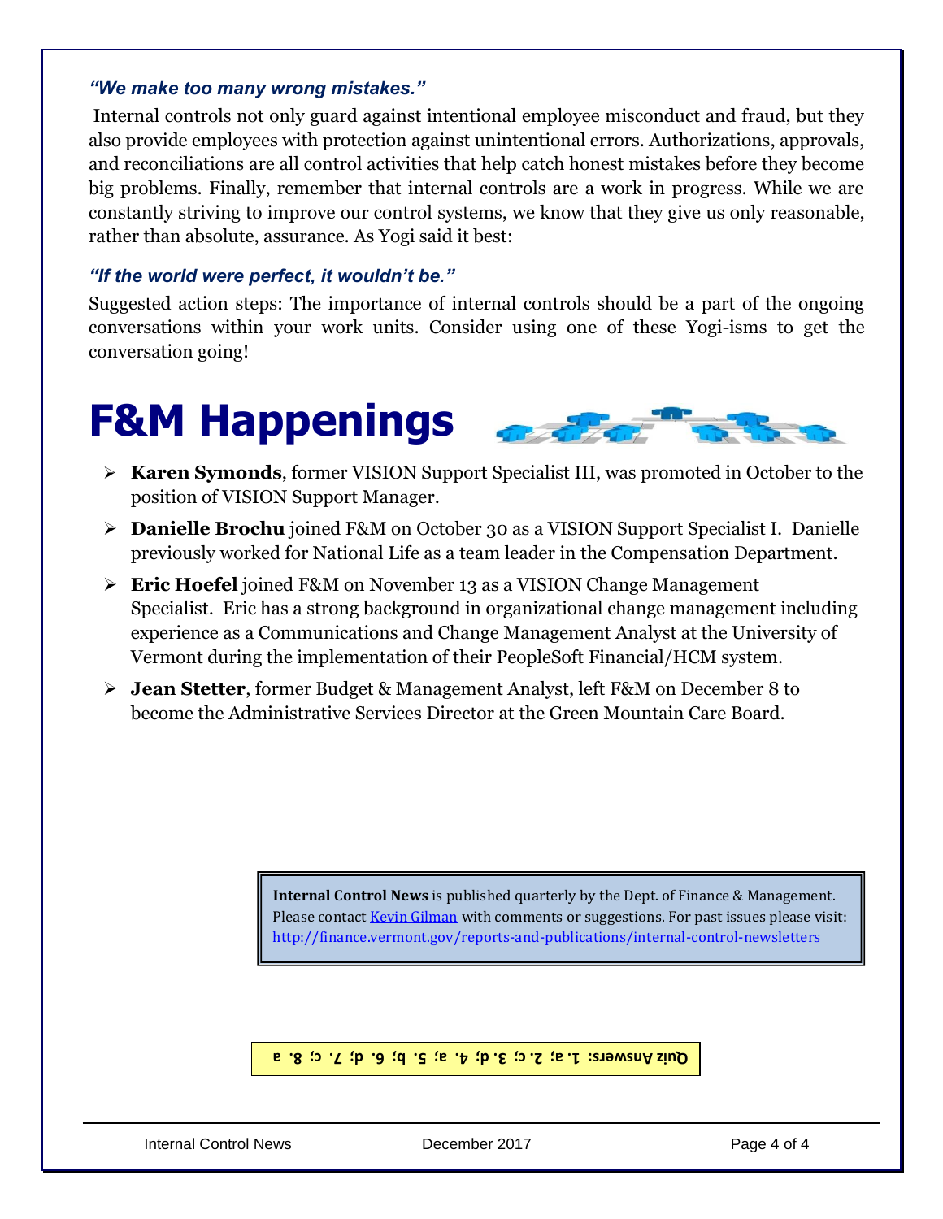***"We make too many wrong mistakes."***

Internal controls not only guard against intentional employee misconduct and fraud, but they also provide employees with protection against unintentional errors. Authorizations, approvals, and reconciliations are all control activities that help catch honest mistakes before they become big problems. Finally, remember that internal controls are a work in progress. While we are constantly striving to improve our control systems, we know that they give us only reasonable, rather than absolute, assurance. As Yogi said it best:

***"If the world were perfect, it wouldn't be."***

Suggested action steps: The importance of internal controls should be a part of the ongoing conversations within your work units. Consider using one of these Yogi-isms to get the conversation going!

# F&M Happenings

- **Karen Symonds**, former VISION Support Specialist III, was promoted in October to the position of VISION Support Manager.
- **Danielle Brochu** joined F&M on October 30 as a VISION Support Specialist I. Danielle previously worked for National Life as a team leader in the Compensation Department.
- **Eric Hoefel** joined F&M on November 13 as a VISION Change Management Specialist. Eric has a strong background in organizational change management including experience as a Communications and Change Management Analyst at the University of Vermont during the implementation of their PeopleSoft Financial/HCM system.
- **Jean Stetter**, former Budget & Management Analyst, left F&M on December 8 to become the Administrative Services Director at the Green Mountain Care Board.

**Internal Control News** is published quarterly by the Dept. of Finance & Management. Please contact Kevin Gilman with comments or suggestions. For past issues please visit: http://finance.vermont.gov/reports-and-publications/internal-control-newsletters

**Quiz Answers: 1. a; 2. c; 3. d; 4. a; 5. b; 6. d; 7. c; 8. a**